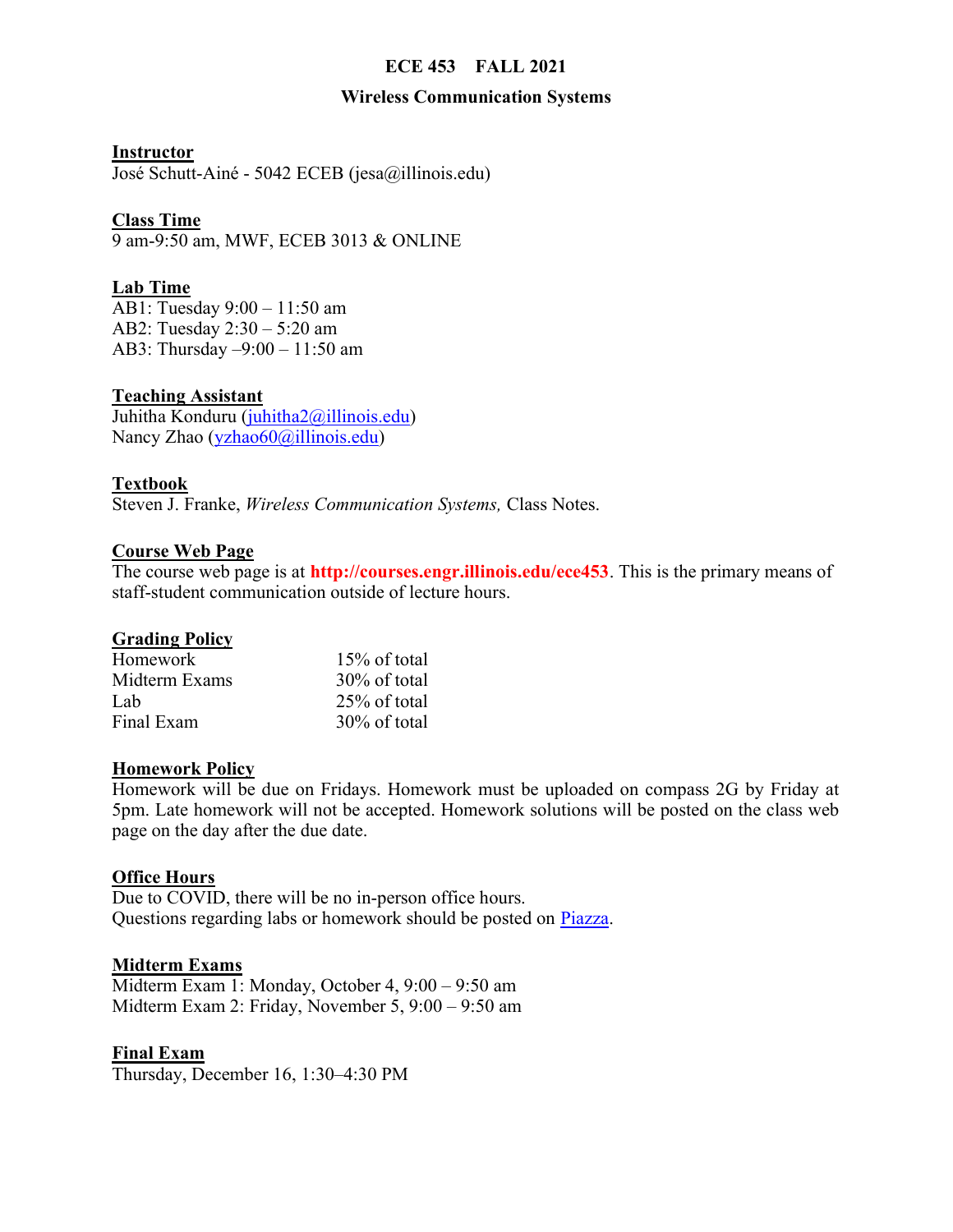# ECE 453 FALL 2021

## Wireless Communication Systems

### Instructor

José Schutt-Ainé - 5042 ECEB (jesa@illinois.edu)

### Class Time

9 am-9:50 am, MWF, ECEB 3013 & ONLINE

### Lab Time

AB1: Tuesday 9:00 – 11:50 am  
AB2: Tuesday 2:30 – 5:20 am  
AB3: Thursday –9:00 – 11:50 am

### Teaching Assistant

Juhitha Konduru (juhitha2@illinois.edu)  
Nancy Zhao (yzhao60@illinois.edu)

### Textbook

Steven J. Franke, *Wireless Communication Systems,* Class Notes.

### Course Web Page

The course web page is at **http://courses.engr.illinois.edu/ece453**. This is the primary means of staff-student communication outside of lecture hours.

### Grading Policy

| | |
|---|---|
| Homework | 15% of total |
| Midterm Exams | 30% of total |
| Lab | 25% of total |
| Final Exam | 30% of total |

### Homework Policy

Homework will be due on Fridays. Homework must be uploaded on compass 2G by Friday at 5pm. Late homework will not be accepted. Homework solutions will be posted on the class web page on the day after the due date.

### Office Hours

Due to COVID, there will be no in-person office hours.  
Questions regarding labs or homework should be posted on Piazza.

### Midterm Exams

Midterm Exam 1: Monday, October 4, 9:00 – 9:50 am  
Midterm Exam 2: Friday, November 5, 9:00 – 9:50 am

### Final Exam

Thursday, December 16, 1:30–4:30 PM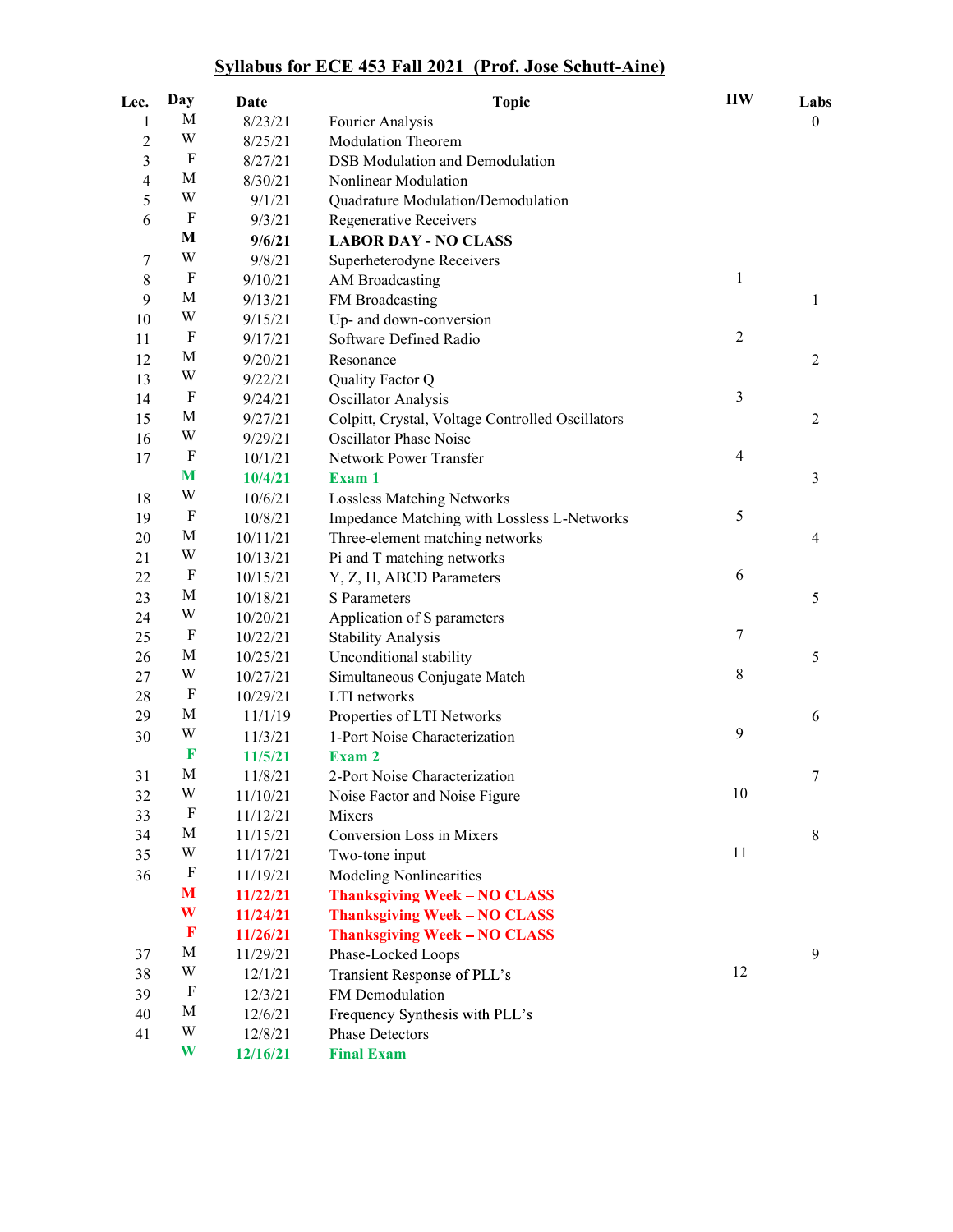# Syllabus for ECE 453 Fall 2021 (Prof. Jose Schutt-Aine)

| Lec. | Day | Date | Topic | HW | Labs |
|---|---|---|---|---|---|
| 1 | M | 8/23/21 | Fourier Analysis | | 0 |
| 2 | W | 8/25/21 | Modulation Theorem | | |
| 3 | F | 8/27/21 | DSB Modulation and Demodulation | | |
| 4 | M | 8/30/21 | Nonlinear Modulation | | |
| 5 | W | 9/1/21 | Quadrature Modulation/Demodulation | | |
| 6 | F | 9/3/21 | Regenerative Receivers | | |
| | **M** | **9/6/21** | **LABOR DAY - NO CLASS** | | |
| 7 | W | 9/8/21 | Superheterodyne Receivers | | |
| 8 | F | 9/10/21 | AM Broadcasting | 1 | |
| 9 | M | 9/13/21 | FM Broadcasting | | 1 |
| 10 | W | 9/15/21 | Up- and down-conversion | | |
| 11 | F | 9/17/21 | Software Defined Radio | 2 | |
| 12 | M | 9/20/21 | Resonance | | 2 |
| 13 | W | 9/22/21 | Quality Factor Q | | |
| 14 | F | 9/24/21 | Oscillator Analysis | 3 | |
| 15 | M | 9/27/21 | Colpitt, Crystal, Voltage Controlled Oscillators | | 2 |
| 16 | W | 9/29/21 | Oscillator Phase Noise | | |
| 17 | F | 10/1/21 | Network Power Transfer | 4 | |
| | **M** | **10/4/21** | **Exam 1** | | 3 |
| 18 | W | 10/6/21 | Lossless Matching Networks | | |
| 19 | F | 10/8/21 | Impedance Matching with Lossless L-Networks | 5 | |
| 20 | M | 10/11/21 | Three-element matching networks | | 4 |
| 21 | W | 10/13/21 | Pi and T matching networks | | |
| 22 | F | 10/15/21 | Y, Z, H, ABCD Parameters | 6 | |
| 23 | M | 10/18/21 | S Parameters | | 5 |
| 24 | W | 10/20/21 | Application of S parameters | | |
| 25 | F | 10/22/21 | Stability Analysis | 7 | |
| 26 | M | 10/25/21 | Unconditional stability | | 5 |
| 27 | W | 10/27/21 | Simultaneous Conjugate Match | 8 | |
| 28 | F | 10/29/21 | LTI networks | | |
| 29 | M | 11/1/19 | Properties of LTI Networks | | 6 |
| 30 | W | 11/3/21 | 1-Port Noise Characterization | 9 | |
| | **F** | **11/5/21** | **Exam 2** | | |
| 31 | M | 11/8/21 | 2-Port Noise Characterization | | 7 |
| 32 | W | 11/10/21 | Noise Factor and Noise Figure | 10 | |
| 33 | F | 11/12/21 | Mixers | | |
| 34 | M | 11/15/21 | Conversion Loss in Mixers | | 8 |
| 35 | W | 11/17/21 | Two-tone input | 11 | |
| 36 | F | 11/19/21 | Modeling Nonlinearities | | |
| | **M** | **11/22/21** | **Thanksgiving Week – NO CLASS** | | |
| | **W** | **11/24/21** | **Thanksgiving Week – NO CLASS** | | |
| | **F** | **11/26/21** | **Thanksgiving Week – NO CLASS** | | |
| 37 | M | 11/29/21 | Phase-Locked Loops | | 9 |
| 38 | W | 12/1/21 | Transient Response of PLL's | 12 | |
| 39 | F | 12/3/21 | FM Demodulation | | |
| 40 | M | 12/6/21 | Frequency Synthesis with PLL's | | |
| 41 | W | 12/8/21 | Phase Detectors | | |
| | **W** | **12/16/21** | **Final Exam** | | |